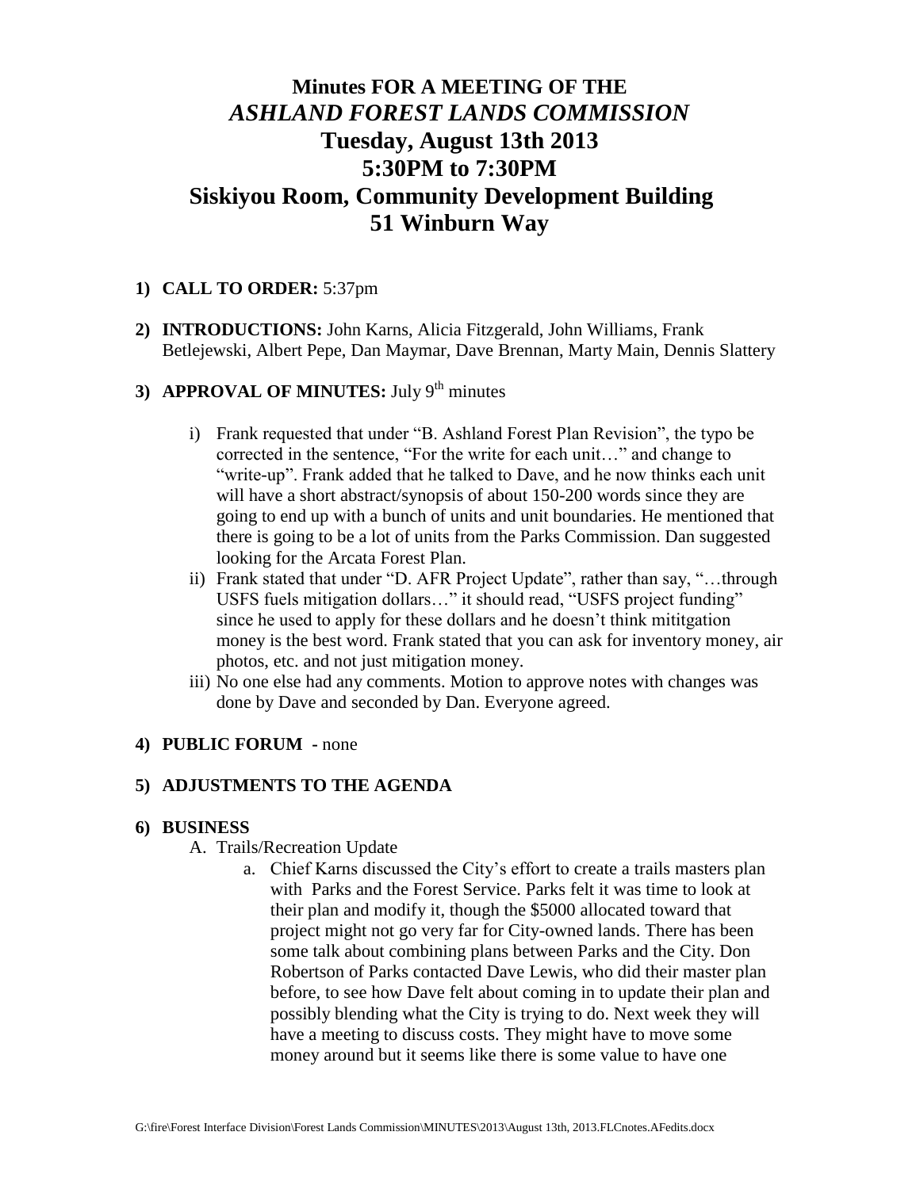# Minutes FOR A MEETING OF THE *ASHLAND FOREST LANDS COMMISSION* Tuesday, August 13th 2013 5:30PM to 7:30PM Siskiyou Room, Community Development Building 51 Winburn Way

1) **CALL TO ORDER:** 5:37pm

2) **INTRODUCTIONS:** John Karns, Alicia Fitzgerald, John Williams, Frank Betlejewski, Albert Pepe, Dan Maymar, Dave Brennan, Marty Main, Dennis Slattery

3) **APPROVAL OF MINUTES:** July 9th minutes

   i) Frank requested that under "B. Ashland Forest Plan Revision", the typo be corrected in the sentence, "For the write for each unit…" and change to "write-up". Frank added that he talked to Dave, and he now thinks each unit will have a short abstract/synopsis of about 150-200 words since they are going to end up with a bunch of units and unit boundaries. He mentioned that there is going to be a lot of units from the Parks Commission. Dan suggested looking for the Arcata Forest Plan.

   ii) Frank stated that under "D. AFR Project Update", rather than say, "…through USFS fuels mitigation dollars…" it should read, "USFS project funding" since he used to apply for these dollars and he doesn't think mititgation money is the best word. Frank stated that you can ask for inventory money, air photos, etc. and not just mitigation money.

   iii) No one else had any comments. Motion to approve notes with changes was done by Dave and seconded by Dan. Everyone agreed.

4) **PUBLIC FORUM** - none

5) **ADJUSTMENTS TO THE AGENDA**

6) **BUSINESS**

   A. Trails/Recreation Update

      a. Chief Karns discussed the City's effort to create a trails masters plan with Parks and the Forest Service. Parks felt it was time to look at their plan and modify it, though the $5000 allocated toward that project might not go very far for City-owned lands. There has been some talk about combining plans between Parks and the City. Don Robertson of Parks contacted Dave Lewis, who did their master plan before, to see how Dave felt about coming in to update their plan and possibly blending what the City is trying to do. Next week they will have a meeting to discuss costs. They might have to move some money around but it seems like there is some value to have one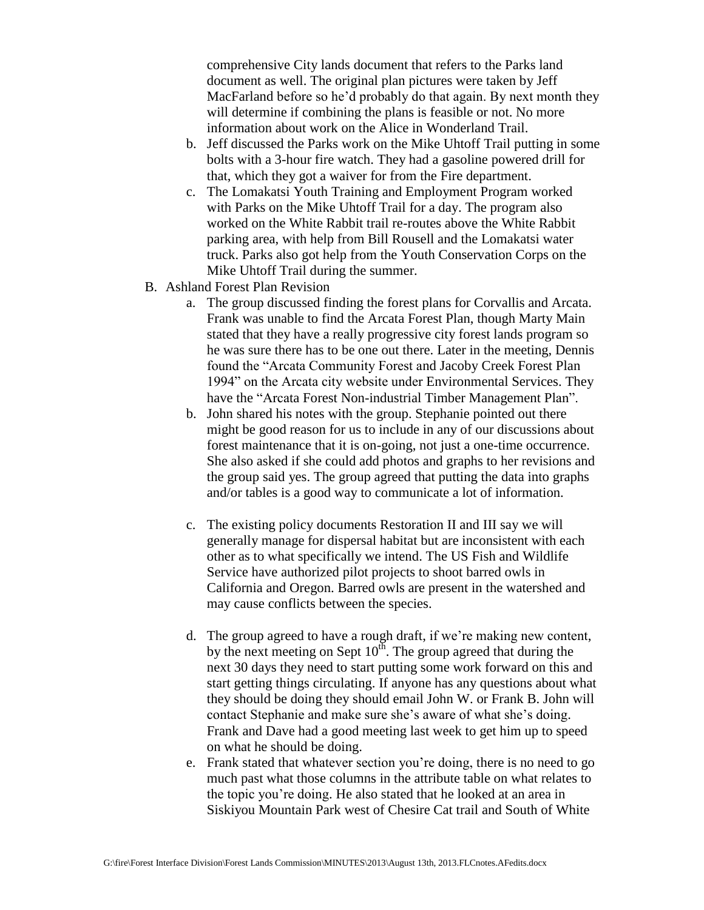comprehensive City lands document that refers to the Parks land document as well. The original plan pictures were taken by Jeff MacFarland before so he'd probably do that again. By next month they will determine if combining the plans is feasible or not. No more information about work on the Alice in Wonderland Trail.

   b. Jeff discussed the Parks work on the Mike Uhtoff Trail putting in some bolts with a 3-hour fire watch. They had a gasoline powered drill for that, which they got a waiver for from the Fire department.
   c. The Lomakatsi Youth Training and Employment Program worked with Parks on the Mike Uhtoff Trail for a day. The program also worked on the White Rabbit trail re-routes above the White Rabbit parking area, with help from Bill Rousell and the Lomakatsi water truck. Parks also got help from the Youth Conservation Corps on the Mike Uhtoff Trail during the summer.

B. Ashland Forest Plan Revision
   a. The group discussed finding the forest plans for Corvallis and Arcata. Frank was unable to find the Arcata Forest Plan, though Marty Main stated that they have a really progressive city forest lands program so he was sure there has to be one out there. Later in the meeting, Dennis found the "Arcata Community Forest and Jacoby Creek Forest Plan 1994" on the Arcata city website under Environmental Services. They have the "Arcata Forest Non-industrial Timber Management Plan".
   b. John shared his notes with the group. Stephanie pointed out there might be good reason for us to include in any of our discussions about forest maintenance that it is on-going, not just a one-time occurrence. She also asked if she could add photos and graphs to her revisions and the group said yes. The group agreed that putting the data into graphs and/or tables is a good way to communicate a lot of information.
   c. The existing policy documents Restoration II and III say we will generally manage for dispersal habitat but are inconsistent with each other as to what specifically we intend. The US Fish and Wildlife Service have authorized pilot projects to shoot barred owls in California and Oregon. Barred owls are present in the watershed and may cause conflicts between the species.
   d. The group agreed to have a rough draft, if we're making new content, by the next meeting on Sept 10th. The group agreed that during the next 30 days they need to start putting some work forward on this and start getting things circulating. If anyone has any questions about what they should be doing they should email John W. or Frank B. John will contact Stephanie and make sure she's aware of what she's doing. Frank and Dave had a good meeting last week to get him up to speed on what he should be doing.
   e. Frank stated that whatever section you're doing, there is no need to go much past what those columns in the attribute table on what relates to the topic you're doing. He also stated that he looked at an area in Siskiyou Mountain Park west of Chesire Cat trail and South of White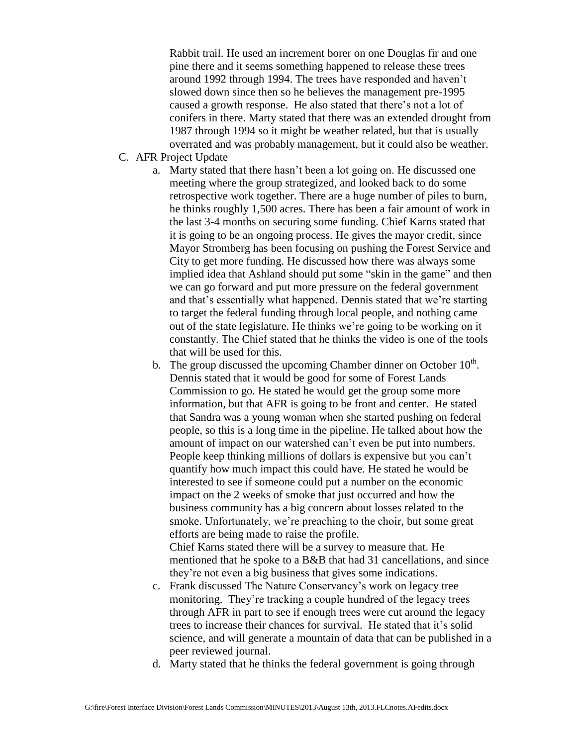Rabbit trail. He used an increment borer on one Douglas fir and one pine there and it seems something happened to release these trees around 1992 through 1994. The trees have responded and haven't slowed down since then so he believes the management pre-1995 caused a growth response. He also stated that there's not a lot of conifers in there. Marty stated that there was an extended drought from 1987 through 1994 so it might be weather related, but that is usually overrated and was probably management, but it could also be weather.

C. AFR Project Update

a. Marty stated that there hasn't been a lot going on. He discussed one meeting where the group strategized, and looked back to do some retrospective work together. There are a huge number of piles to burn, he thinks roughly 1,500 acres. There has been a fair amount of work in the last 3-4 months on securing some funding. Chief Karns stated that it is going to be an ongoing process. He gives the mayor credit, since Mayor Stromberg has been focusing on pushing the Forest Service and City to get more funding. He discussed how there was always some implied idea that Ashland should put some "skin in the game" and then we can go forward and put more pressure on the federal government and that's essentially what happened. Dennis stated that we're starting to target the federal funding through local people, and nothing came out of the state legislature. He thinks we're going to be working on it constantly. The Chief stated that he thinks the video is one of the tools that will be used for this.

b. The group discussed the upcoming Chamber dinner on October 10th. Dennis stated that it would be good for some of Forest Lands Commission to go. He stated he would get the group some more information, but that AFR is going to be front and center. He stated that Sandra was a young woman when she started pushing on federal people, so this is a long time in the pipeline. He talked about how the amount of impact on our watershed can't even be put into numbers. People keep thinking millions of dollars is expensive but you can't quantify how much impact this could have. He stated he would be interested to see if someone could put a number on the economic impact on the 2 weeks of smoke that just occurred and how the business community has a big concern about losses related to the smoke. Unfortunately, we're preaching to the choir, but some great efforts are being made to raise the profile.
Chief Karns stated there will be a survey to measure that. He mentioned that he spoke to a B&B that had 31 cancellations, and since they're not even a big business that gives some indications.

c. Frank discussed The Nature Conservancy's work on legacy tree monitoring. They're tracking a couple hundred of the legacy trees through AFR in part to see if enough trees were cut around the legacy trees to increase their chances for survival. He stated that it's solid science, and will generate a mountain of data that can be published in a peer reviewed journal.

d. Marty stated that he thinks the federal government is going through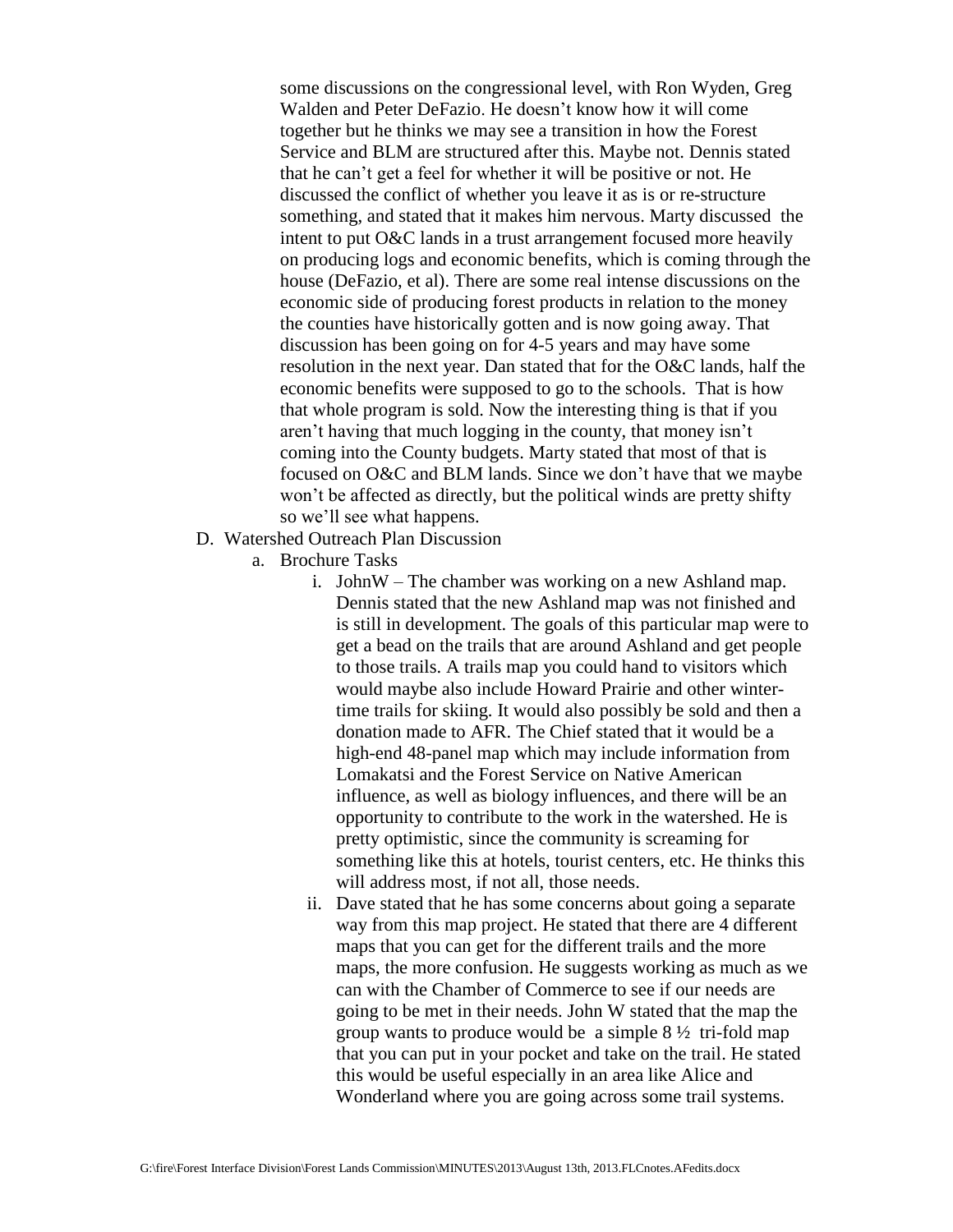some discussions on the congressional level, with Ron Wyden, Greg Walden and Peter DeFazio. He doesn't know how it will come together but he thinks we may see a transition in how the Forest Service and BLM are structured after this. Maybe not. Dennis stated that he can't get a feel for whether it will be positive or not. He discussed the conflict of whether you leave it as is or re-structure something, and stated that it makes him nervous. Marty discussed the intent to put O&C lands in a trust arrangement focused more heavily on producing logs and economic benefits, which is coming through the house (DeFazio, et al). There are some real intense discussions on the economic side of producing forest products in relation to the money the counties have historically gotten and is now going away. That discussion has been going on for 4-5 years and may have some resolution in the next year. Dan stated that for the O&C lands, half the economic benefits were supposed to go to the schools. That is how that whole program is sold. Now the interesting thing is that if you aren't having that much logging in the county, that money isn't coming into the County budgets. Marty stated that most of that is focused on O&C and BLM lands. Since we don't have that we maybe won't be affected as directly, but the political winds are pretty shifty so we'll see what happens.

D. Watershed Outreach Plan Discussion
   a. Brochure Tasks
      i. JohnW – The chamber was working on a new Ashland map. Dennis stated that the new Ashland map was not finished and is still in development. The goals of this particular map were to get a bead on the trails that are around Ashland and get people to those trails. A trails map you could hand to visitors which would maybe also include Howard Prairie and other winter-time trails for skiing. It would also possibly be sold and then a donation made to AFR. The Chief stated that it would be a high-end 48-panel map which may include information from Lomakatsi and the Forest Service on Native American influence, as well as biology influences, and there will be an opportunity to contribute to the work in the watershed. He is pretty optimistic, since the community is screaming for something like this at hotels, tourist centers, etc. He thinks this will address most, if not all, those needs.
      ii. Dave stated that he has some concerns about going a separate way from this map project. He stated that there are 4 different maps that you can get for the different trails and the more maps, the more confusion. He suggests working as much as we can with the Chamber of Commerce to see if our needs are going to be met in their needs. John W stated that the map the group wants to produce would be a simple 8 ½ tri-fold map that you can put in your pocket and take on the trail. He stated this would be useful especially in an area like Alice and Wonderland where you are going across some trail systems.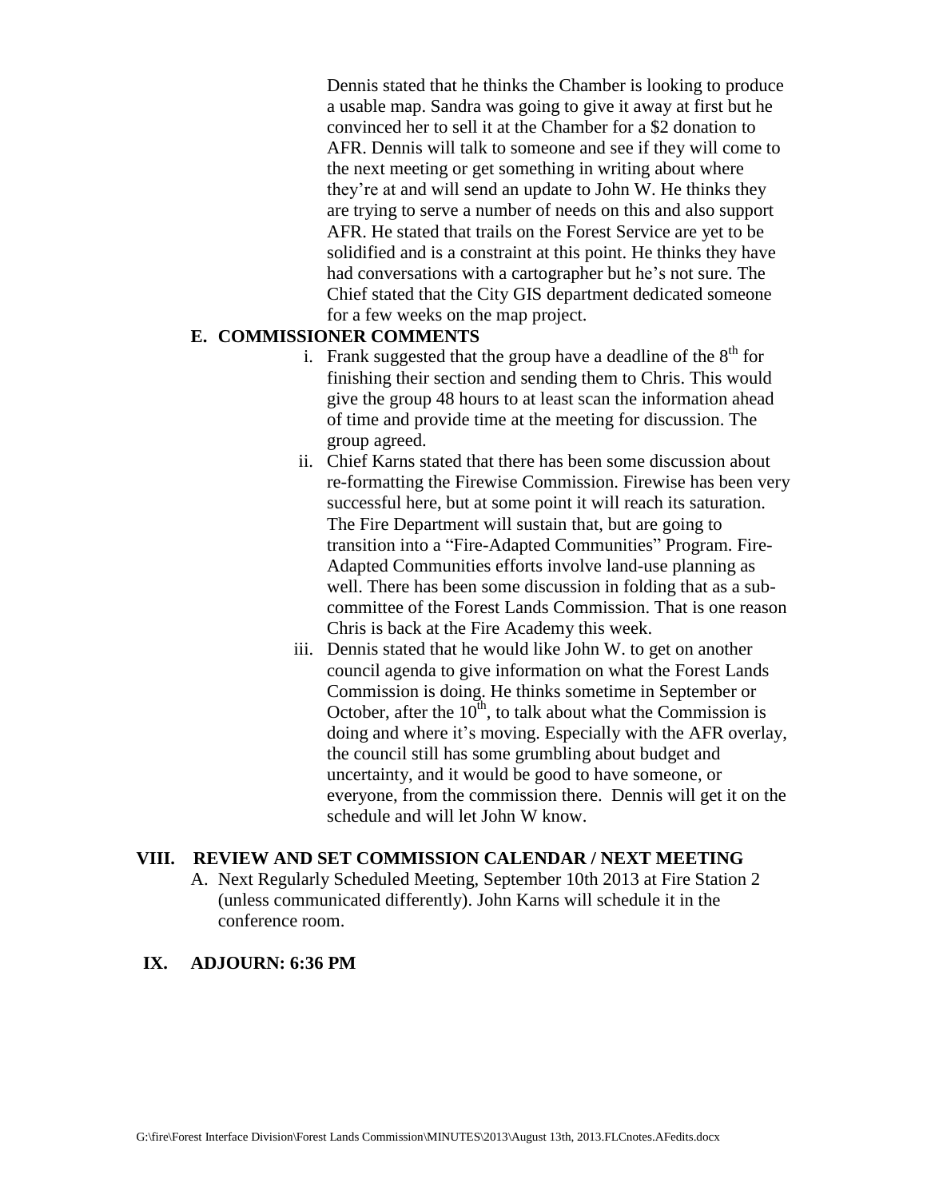Dennis stated that he thinks the Chamber is looking to produce a usable map. Sandra was going to give it away at first but he convinced her to sell it at the Chamber for a $2 donation to AFR. Dennis will talk to someone and see if they will come to the next meeting or get something in writing about where they're at and will send an update to John W. He thinks they are trying to serve a number of needs on this and also support AFR. He stated that trails on the Forest Service are yet to be solidified and is a constraint at this point. He thinks they have had conversations with a cartographer but he's not sure. The Chief stated that the City GIS department dedicated someone for a few weeks on the map project.

**E. COMMISSIONER COMMENTS**

i. Frank suggested that the group have a deadline of the 8th for finishing their section and sending them to Chris. This would give the group 48 hours to at least scan the information ahead of time and provide time at the meeting for discussion. The group agreed.

ii. Chief Karns stated that there has been some discussion about re-formatting the Firewise Commission. Firewise has been very successful here, but at some point it will reach its saturation. The Fire Department will sustain that, but are going to transition into a "Fire-Adapted Communities" Program. Fire-Adapted Communities efforts involve land-use planning as well. There has been some discussion in folding that as a sub-committee of the Forest Lands Commission. That is one reason Chris is back at the Fire Academy this week.

iii. Dennis stated that he would like John W. to get on another council agenda to give information on what the Forest Lands Commission is doing. He thinks sometime in September or October, after the 10th, to talk about what the Commission is doing and where it's moving. Especially with the AFR overlay, the council still has some grumbling about budget and uncertainty, and it would be good to have someone, or everyone, from the commission there. Dennis will get it on the schedule and will let John W know.

## VIII. REVIEW AND SET COMMISSION CALENDAR / NEXT MEETING

A. Next Regularly Scheduled Meeting, September 10th 2013 at Fire Station 2 (unless communicated differently). John Karns will schedule it in the conference room.

## IX. ADJOURN: 6:36 PM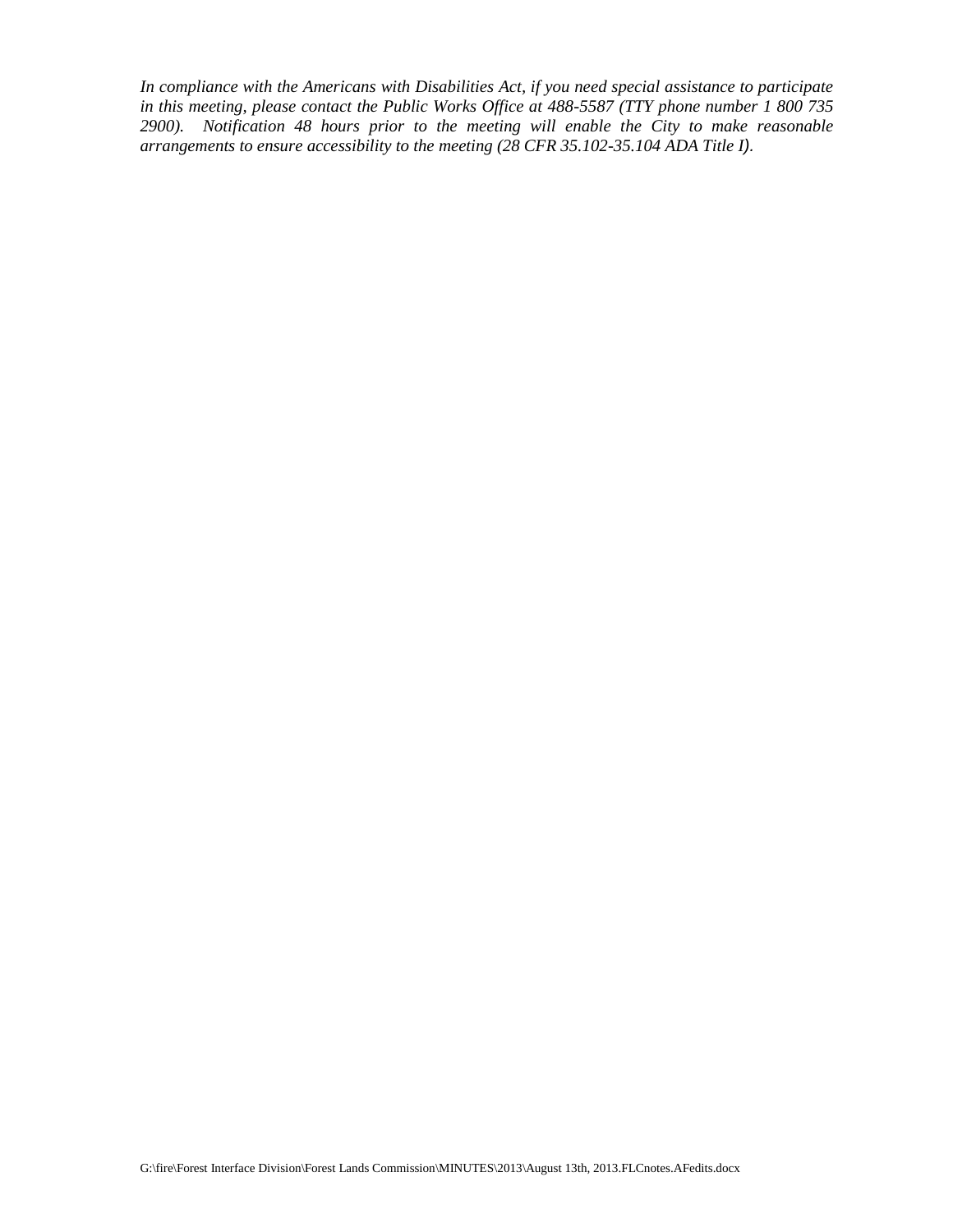*In compliance with the Americans with Disabilities Act, if you need special assistance to participate in this meeting, please contact the Public Works Office at 488-5587 (TTY phone number 1 800 735 2900). Notification 48 hours prior to the meeting will enable the City to make reasonable arrangements to ensure accessibility to the meeting (28 CFR 35.102-35.104 ADA Title I).*